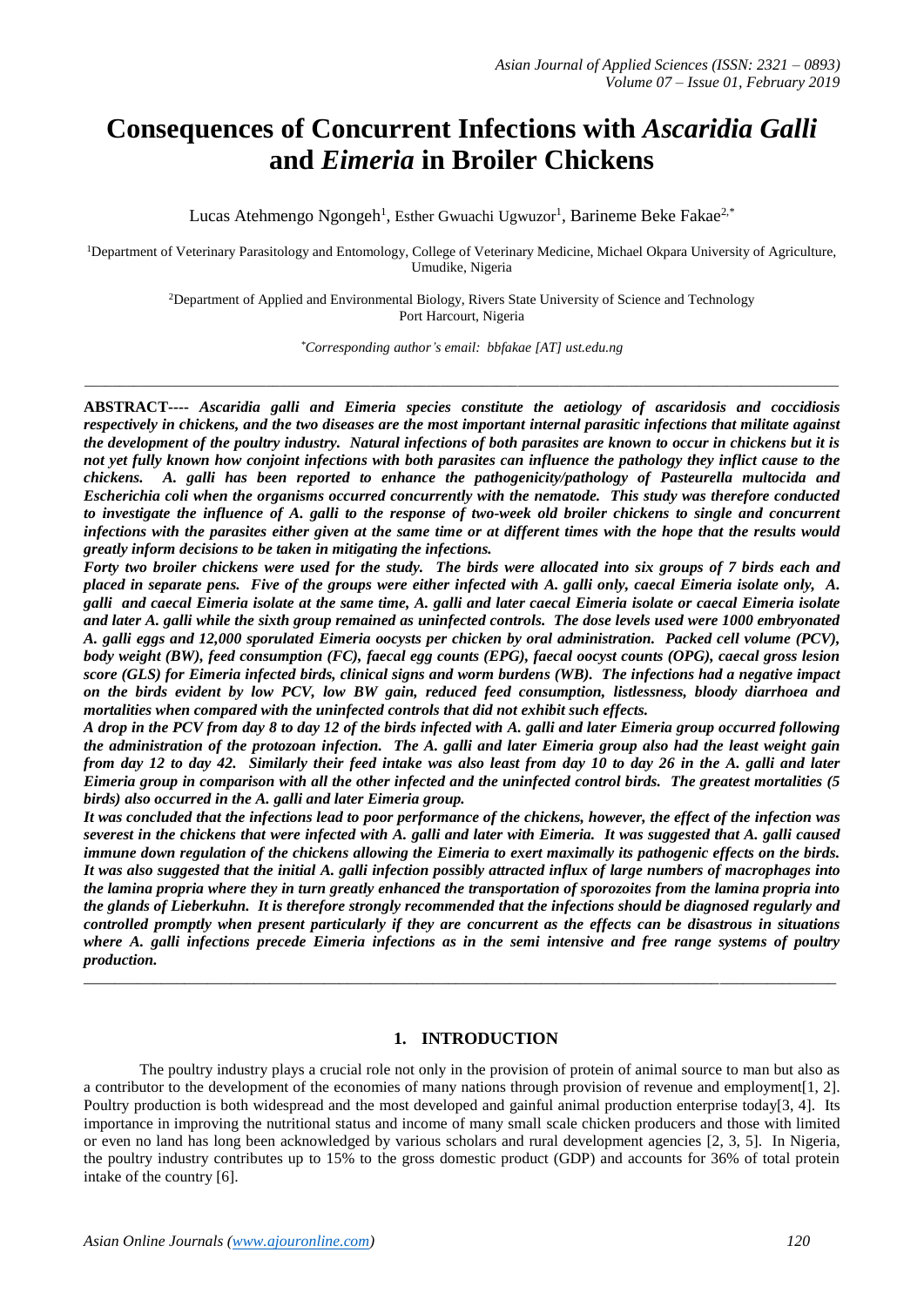# Consequences of Concurrent Infections with *Ascaridia Galli* and *Eimeria* in Broiler Chickens

Lucas Atehmengo Ngongeh[1], Esther Gwuachi Ugwuzor[1], Barineme Beke Fakae[2,*]

[1]Department of Veterinary Parasitology and Entomology, College of Veterinary Medicine, Michael Okpara University of Agriculture, Umudike, Nigeria

[2]Department of Applied and Environmental Biology, Rivers State University of Science and Technology Port Harcourt, Nigeria

[*]*Corresponding author's email: bbfakae [AT] ust.edu.ng*

---

**ABSTRACT----** ***Ascaridia galli and Eimeria species constitute the aetiology of ascaridosis and coccidiosis respectively in chickens, and the two diseases are the most important internal parasitic infections that militate against the development of the poultry industry. Natural infections of both parasites are known to occur in chickens but it is not yet fully known how conjoint infections with both parasites can influence the pathology they inflict cause to the chickens. A. galli has been reported to enhance the pathogenicity/pathology of Pasteurella multocida and Escherichia coli when the organisms occurred concurrently with the nematode. This study was therefore conducted to investigate the influence of A. galli to the response of two-week old broiler chickens to single and concurrent infections with the parasites either given at the same time or at different times with the hope that the results would greatly inform decisions to be taken in mitigating the infections.***

***Forty two broiler chickens were used for the study. The birds were allocated into six groups of 7 birds each and placed in separate pens. Five of the groups were either infected with A. galli only, caecal Eimeria isolate only, A. galli and caecal Eimeria isolate at the same time, A. galli and later caecal Eimeria isolate or caecal Eimeria isolate and later A. galli while the sixth group remained as uninfected controls. The dose levels used were 1000 embryonated A. galli eggs and 12,000 sporulated Eimeria oocysts per chicken by oral administration. Packed cell volume (PCV), body weight (BW), feed consumption (FC), faecal egg counts (EPG), faecal oocyst counts (OPG), caecal gross lesion score (GLS) for Eimeria infected birds, clinical signs and worm burdens (WB). The infections had a negative impact on the birds evident by low PCV, low BW gain, reduced feed consumption, listlessness, bloody diarrhoea and mortalities when compared with the uninfected controls that did not exhibit such effects.***

***A drop in the PCV from day 8 to day 12 of the birds infected with A. galli and later Eimeria group occurred following the administration of the protozoan infection. The A. galli and later Eimeria group also had the least weight gain from day 12 to day 42. Similarly their feed intake was also least from day 10 to day 26 in the A. galli and later Eimeria group in comparison with all the other infected and the uninfected control birds. The greatest mortalities (5 birds) also occurred in the A. galli and later Eimeria group.***

***It was concluded that the infections lead to poor performance of the chickens, however, the effect of the infection was severest in the chickens that were infected with A. galli and later with Eimeria. It was suggested that A. galli caused immune down regulation of the chickens allowing the Eimeria to exert maximally its pathogenic effects on the birds. It was also suggested that the initial A. galli infection possibly attracted influx of large numbers of macrophages into the lamina propria where they in turn greatly enhanced the transportation of sporozoites from the lamina propria into the glands of Lieberkuhn. It is therefore strongly recommended that the infections should be diagnosed regularly and controlled promptly when present particularly if they are concurrent as the effects can be disastrous in situations where A. galli infections precede Eimeria infections as in the semi intensive and free range systems of poultry production.***

---

## 1. INTRODUCTION

The poultry industry plays a crucial role not only in the provision of protein of animal source to man but also as a contributor to the development of the economies of many nations through provision of revenue and employment[1, 2]. Poultry production is both widespread and the most developed and gainful animal production enterprise today[3, 4]. Its importance in improving the nutritional status and income of many small scale chicken producers and those with limited or even no land has long been acknowledged by various scholars and rural development agencies [2, 3, 5]. In Nigeria, the poultry industry contributes up to 15% to the gross domestic product (GDP) and accounts for 36% of total protein intake of the country [6].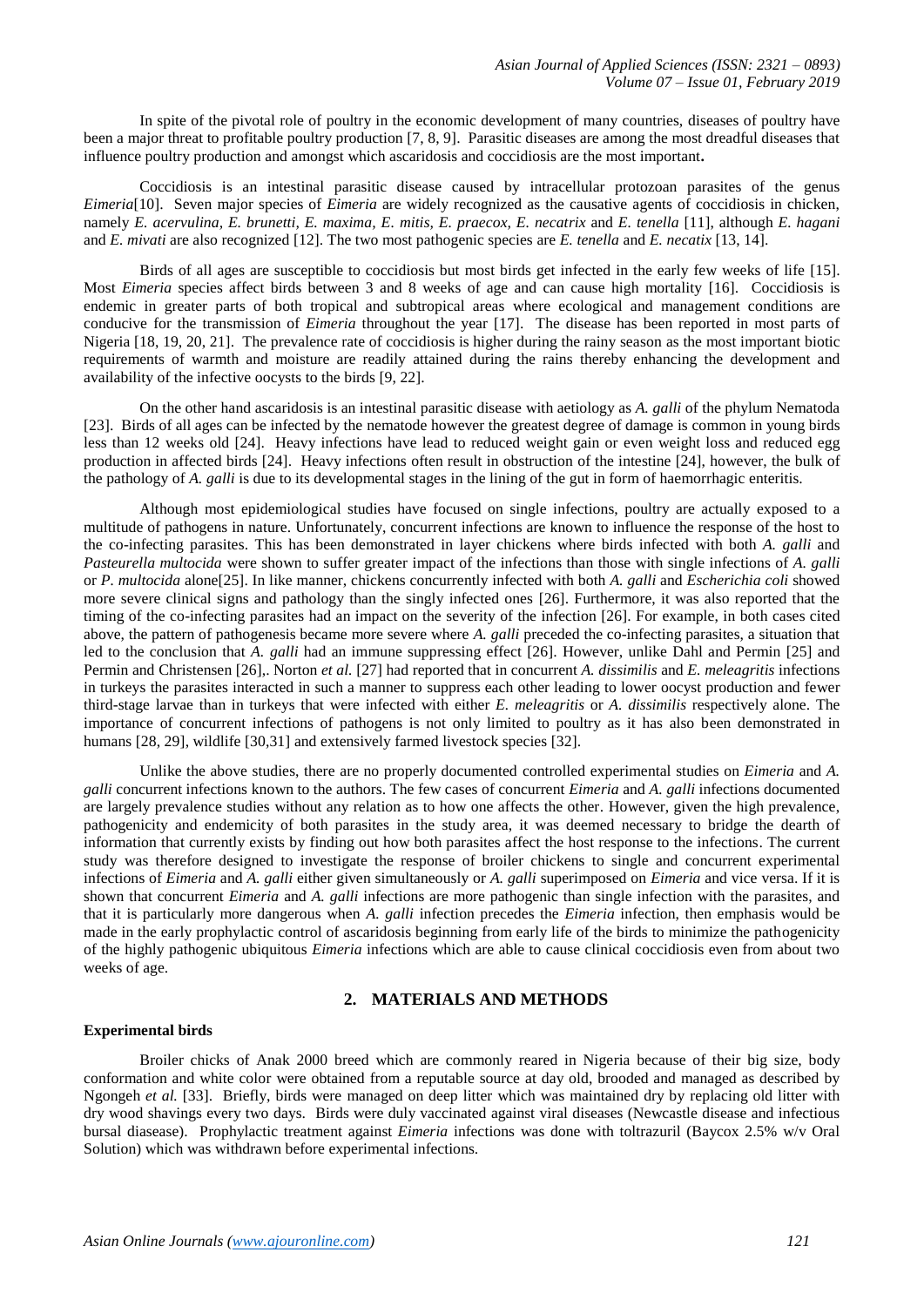In spite of the pivotal role of poultry in the economic development of many countries, diseases of poultry have been a major threat to profitable poultry production [7, 8, 9]. Parasitic diseases are among the most dreadful diseases that influence poultry production and amongst which ascaridosis and coccidiosis are the most important**.**

Coccidiosis is an intestinal parasitic disease caused by intracellular protozoan parasites of the genus *Eimeria*[10]. Seven major species of *Eimeria* are widely recognized as the causative agents of coccidiosis in chicken, namely *E. acervulina, E. brunetti, E. maxima, E. mitis, E. praecox, E. necatrix* and *E. tenella* [11], although *E. hagani* and *E. mivati* are also recognized [12]. The two most pathogenic species are *E. tenella* and *E. necatix* [13, 14].

Birds of all ages are susceptible to coccidiosis but most birds get infected in the early few weeks of life [15]. Most *Eimeria* species affect birds between 3 and 8 weeks of age and can cause high mortality [16]. Coccidiosis is endemic in greater parts of both tropical and subtropical areas where ecological and management conditions are conducive for the transmission of *Eimeria* throughout the year [17]. The disease has been reported in most parts of Nigeria [18, 19, 20, 21]. The prevalence rate of coccidiosis is higher during the rainy season as the most important biotic requirements of warmth and moisture are readily attained during the rains thereby enhancing the development and availability of the infective oocysts to the birds [9, 22].

On the other hand ascaridosis is an intestinal parasitic disease with aetiology as *A. galli* of the phylum Nematoda [23]. Birds of all ages can be infected by the nematode however the greatest degree of damage is common in young birds less than 12 weeks old [24]. Heavy infections have lead to reduced weight gain or even weight loss and reduced egg production in affected birds [24]. Heavy infections often result in obstruction of the intestine [24], however, the bulk of the pathology of *A. galli* is due to its developmental stages in the lining of the gut in form of haemorrhagic enteritis.

Although most epidemiological studies have focused on single infections, poultry are actually exposed to a multitude of pathogens in nature. Unfortunately, concurrent infections are known to influence the response of the host to the co-infecting parasites. This has been demonstrated in layer chickens where birds infected with both *A. galli* and *Pasteurella multocida* were shown to suffer greater impact of the infections than those with single infections of *A. galli* or *P. multocida* alone[25]. In like manner, chickens concurrently infected with both *A. galli* and *Escherichia coli* showed more severe clinical signs and pathology than the singly infected ones [26]. Furthermore, it was also reported that the timing of the co-infecting parasites had an impact on the severity of the infection [26]. For example, in both cases cited above, the pattern of pathogenesis became more severe where *A. galli* preceded the co-infecting parasites, a situation that led to the conclusion that *A. galli* had an immune suppressing effect [26]. However, unlike Dahl and Permin [25] and Permin and Christensen [26],. Norton *et al.* [27] had reported that in concurrent *A. dissimilis* and *E. meleagritis* infections in turkeys the parasites interacted in such a manner to suppress each other leading to lower oocyst production and fewer third-stage larvae than in turkeys that were infected with either *E. meleagritis* or *A. dissimilis* respectively alone. The importance of concurrent infections of pathogens is not only limited to poultry as it has also been demonstrated in humans [28, 29], wildlife [30,31] and extensively farmed livestock species [32].

Unlike the above studies, there are no properly documented controlled experimental studies on *Eimeria* and *A. galli* concurrent infections known to the authors. The few cases of concurrent *Eimeria* and *A. galli* infections documented are largely prevalence studies without any relation as to how one affects the other. However, given the high prevalence, pathogenicity and endemicity of both parasites in the study area, it was deemed necessary to bridge the dearth of information that currently exists by finding out how both parasites affect the host response to the infections. The current study was therefore designed to investigate the response of broiler chickens to single and concurrent experimental infections of *Eimeria* and *A. galli* either given simultaneously or *A. galli* superimposed on *Eimeria* and vice versa. If it is shown that concurrent *Eimeria* and *A. galli* infections are more pathogenic than single infection with the parasites, and that it is particularly more dangerous when *A. galli* infection precedes the *Eimeria* infection, then emphasis would be made in the early prophylactic control of ascaridosis beginning from early life of the birds to minimize the pathogenicity of the highly pathogenic ubiquitous *Eimeria* infections which are able to cause clinical coccidiosis even from about two weeks of age.

## 2. MATERIALS AND METHODS

### Experimental birds

Broiler chicks of Anak 2000 breed which are commonly reared in Nigeria because of their big size, body conformation and white color were obtained from a reputable source at day old, brooded and managed as described by Ngongeh *et al.* [33]. Briefly, birds were managed on deep litter which was maintained dry by replacing old litter with dry wood shavings every two days. Birds were duly vaccinated against viral diseases (Newcastle disease and infectious bursal diasease). Prophylactic treatment against *Eimeria* infections was done with toltrazuril (Baycox 2.5% w/v Oral Solution) which was withdrawn before experimental infections.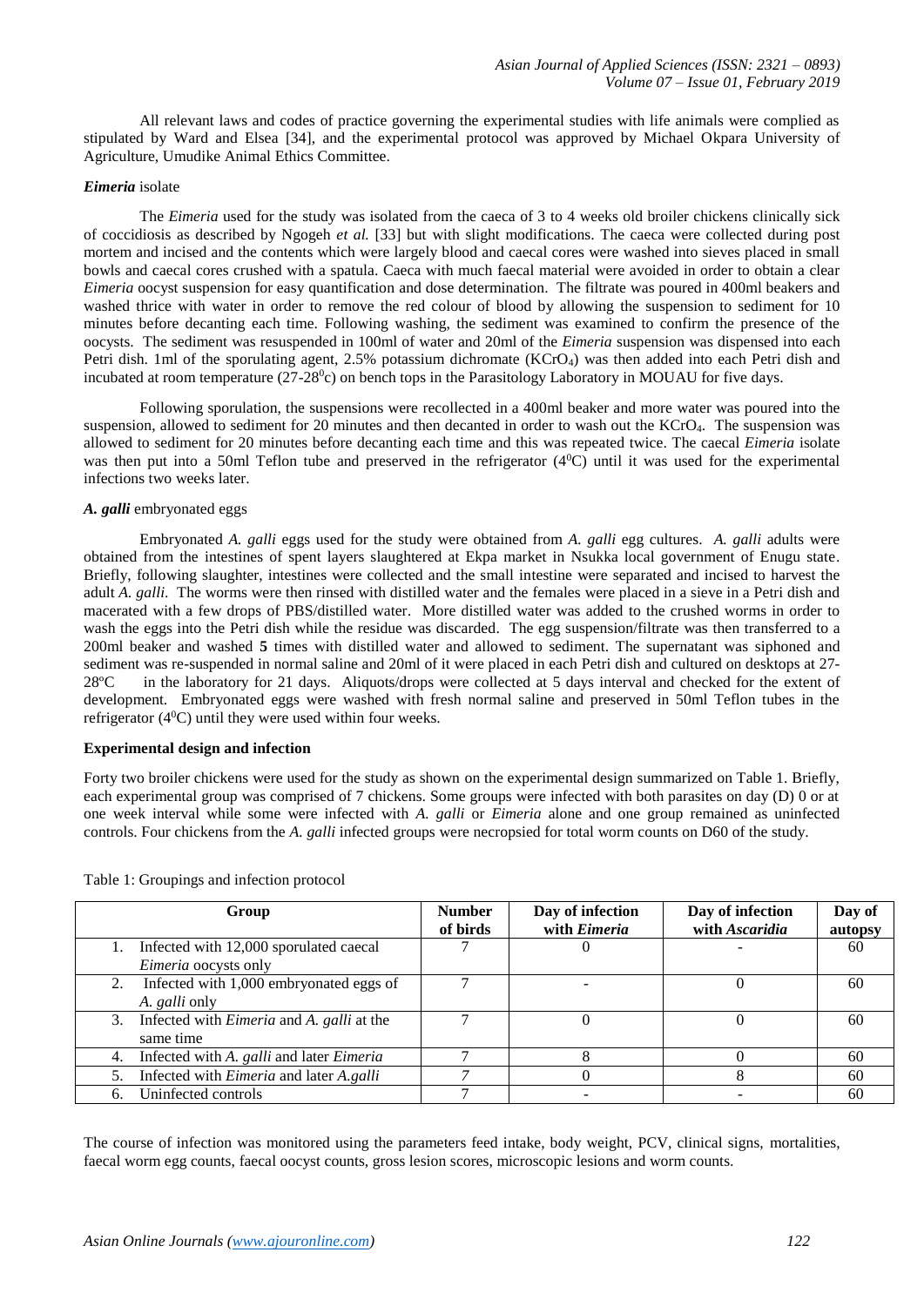All relevant laws and codes of practice governing the experimental studies with life animals were complied as stipulated by Ward and Elsea [34], and the experimental protocol was approved by Michael Okpara University of Agriculture, Umudike Animal Ethics Committee.

### *Eimeria* isolate

The *Eimeria* used for the study was isolated from the caeca of 3 to 4 weeks old broiler chickens clinically sick of coccidiosis as described by Ngogeh *et al.* [33] but with slight modifications. The caeca were collected during post mortem and incised and the contents which were largely blood and caecal cores were washed into sieves placed in small bowls and caecal cores crushed with a spatula. Caeca with much faecal material were avoided in order to obtain a clear *Eimeria* oocyst suspension for easy quantification and dose determination. The filtrate was poured in 400ml beakers and washed thrice with water in order to remove the red colour of blood by allowing the suspension to sediment for 10 minutes before decanting each time. Following washing, the sediment was examined to confirm the presence of the oocysts. The sediment was resuspended in 100ml of water and 20ml of the *Eimeria* suspension was dispensed into each Petri dish. 1ml of the sporulating agent, 2.5% potassium dichromate ($KCrO_4$) was then added into each Petri dish and incubated at room temperature (27-28$^0$c) on bench tops in the Parasitology Laboratory in MOUAU for five days.

Following sporulation, the suspensions were recollected in a 400ml beaker and more water was poured into the suspension, allowed to sediment for 20 minutes and then decanted in order to wash out the $KCrO_4$. The suspension was allowed to sediment for 20 minutes before decanting each time and this was repeated twice. The caecal *Eimeria* isolate was then put into a 50ml Teflon tube and preserved in the refrigerator (4$^0$C) until it was used for the experimental infections two weeks later.

### *A. galli* embryonated eggs

Embryonated *A. galli* eggs used for the study were obtained from *A. galli* egg cultures. *A. galli* adults were obtained from the intestines of spent layers slaughtered at Ekpa market in Nsukka local government of Enugu state. Briefly, following slaughter, intestines were collected and the small intestine were separated and incised to harvest the adult *A. galli*. The worms were then rinsed with distilled water and the females were placed in a sieve in a Petri dish and macerated with a few drops of PBS/distilled water. More distilled water was added to the crushed worms in order to wash the eggs into the Petri dish while the residue was discarded. The egg suspension/filtrate was then transferred to a 200ml beaker and washed **5** times with distilled water and allowed to sediment. The supernatant was siphoned and sediment was re-suspended in normal saline and 20ml of it were placed in each Petri dish and cultured on desktops at 27-28ºC in the laboratory for 21 days. Aliquots/drops were collected at 5 days interval and checked for the extent of development. Embryonated eggs were washed with fresh normal saline and preserved in 50ml Teflon tubes in the refrigerator (4$^0$C) until they were used within four weeks.

### Experimental design and infection

Forty two broiler chickens were used for the study as shown on the experimental design summarized on Table 1. Briefly, each experimental group was comprised of 7 chickens. Some groups were infected with both parasites on day (D) 0 or at one week interval while some were infected with *A. galli* or *Eimeria* alone and one group remained as uninfected controls. Four chickens from the *A. galli* infected groups were necropsied for total worm counts on D60 of the study.

Table 1: Groupings and infection protocol

| Group | Number of birds | Day of infection with *Eimeria* | Day of infection with *Ascaridia* | Day of autopsy |
|---|---|---|---|---|
| 1. Infected with 12,000 sporulated caecal *Eimeria* oocysts only | 7 | 0 | - | 60 |
| 2. Infected with 1,000 embryonated eggs of *A. galli* only | 7 | - | 0 | 60 |
| 3. Infected with *Eimeria* and *A. galli* at the same time | 7 | 0 | 0 | 60 |
| 4. Infected with *A. galli* and later *Eimeria* | 7 | 8 | 0 | 60 |
| 5. Infected with *Eimeria* and later *A.galli* | 7 | 0 | 8 | 60 |
| 6. Uninfected controls | 7 | - | - | 60 |

The course of infection was monitored using the parameters feed intake, body weight, PCV, clinical signs, mortalities, faecal worm egg counts, faecal oocyst counts, gross lesion scores, microscopic lesions and worm counts.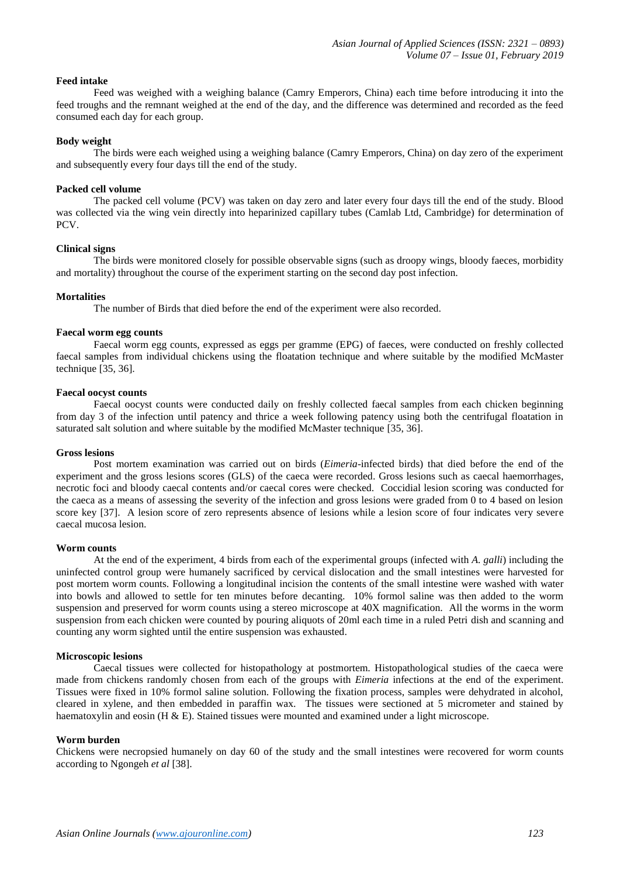### Feed intake

Feed was weighed with a weighing balance (Camry Emperors, China) each time before introducing it into the feed troughs and the remnant weighed at the end of the day, and the difference was determined and recorded as the feed consumed each day for each group.

### Body weight

The birds were each weighed using a weighing balance (Camry Emperors, China) on day zero of the experiment and subsequently every four days till the end of the study.

### Packed cell volume

The packed cell volume (PCV) was taken on day zero and later every four days till the end of the study. Blood was collected via the wing vein directly into heparinized capillary tubes (Camlab Ltd, Cambridge) for determination of PCV.

### Clinical signs

The birds were monitored closely for possible observable signs (such as droopy wings, bloody faeces, morbidity and mortality) throughout the course of the experiment starting on the second day post infection.

### Mortalities

The number of Birds that died before the end of the experiment were also recorded.

### Faecal worm egg counts

Faecal worm egg counts, expressed as eggs per gramme (EPG) of faeces, were conducted on freshly collected faecal samples from individual chickens using the floatation technique and where suitable by the modified McMaster technique [35, 36].

### Faecal oocyst counts

Faecal oocyst counts were conducted daily on freshly collected faecal samples from each chicken beginning from day 3 of the infection until patency and thrice a week following patency using both the centrifugal floatation in saturated salt solution and where suitable by the modified McMaster technique [35, 36].

### Gross lesions

Post mortem examination was carried out on birds (*Eimeria*-infected birds) that died before the end of the experiment and the gross lesions scores (GLS) of the caeca were recorded. Gross lesions such as caecal haemorrhages, necrotic foci and bloody caecal contents and/or caecal cores were checked. Coccidial lesion scoring was conducted for the caeca as a means of assessing the severity of the infection and gross lesions were graded from 0 to 4 based on lesion score key [37]. A lesion score of zero represents absence of lesions while a lesion score of four indicates very severe caecal mucosa lesion.

### Worm counts

At the end of the experiment, 4 birds from each of the experimental groups (infected with *A. galli*) including the uninfected control group were humanely sacrificed by cervical dislocation and the small intestines were harvested for post mortem worm counts. Following a longitudinal incision the contents of the small intestine were washed with water into bowls and allowed to settle for ten minutes before decanting. 10% formol saline was then added to the worm suspension and preserved for worm counts using a stereo microscope at 40X magnification. All the worms in the worm suspension from each chicken were counted by pouring aliquots of 20ml each time in a ruled Petri dish and scanning and counting any worm sighted until the entire suspension was exhausted.

### Microscopic lesions

Caecal tissues were collected for histopathology at postmortem. Histopathological studies of the caeca were made from chickens randomly chosen from each of the groups with *Eimeria* infections at the end of the experiment. Tissues were fixed in 10% formol saline solution. Following the fixation process, samples were dehydrated in alcohol, cleared in xylene, and then embedded in paraffin wax. The tissues were sectioned at 5 micrometer and stained by haematoxylin and eosin (H & E). Stained tissues were mounted and examined under a light microscope.

### Worm burden

Chickens were necropsied humanely on day 60 of the study and the small intestines were recovered for worm counts according to Ngongeh *et al* [38].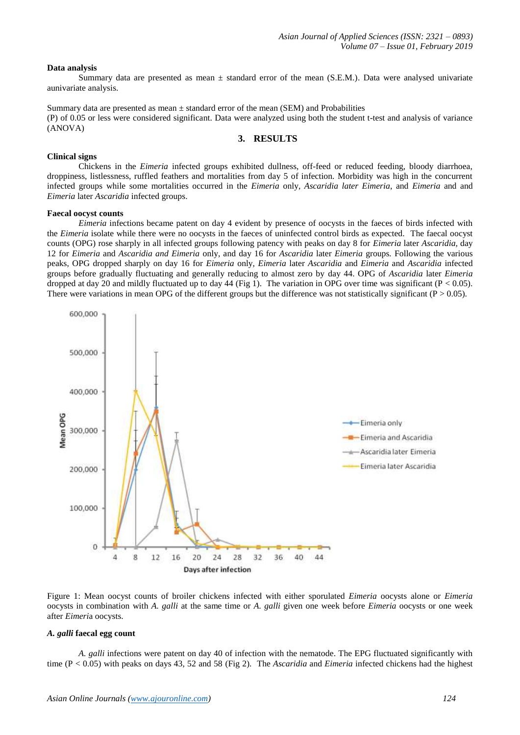**Data analysis**

Summary data are presented as mean ± standard error of the mean (S.E.M.). Data were analysed univariate aunivariate analysis.

Summary data are presented as mean ± standard error of the mean (SEM) and Probabilities (P) of 0.05 or less were considered significant. Data were analyzed using both the student t-test and analysis of variance (ANOVA)

## 3. RESULTS

**Clinical signs**

Chickens in the *Eimeria* infected groups exhibited dullness, off-feed or reduced feeding, bloody diarrhoea, droppiness, listlessness, ruffled feathers and mortalities from day 5 of infection. Morbidity was high in the concurrent infected groups while some mortalities occurred in the *Eimeria* only, *Ascaridia later Eimeria*, and *Eimeria* and and *Eimeria* later *Ascaridia* infected groups.

**Faecal oocyst counts**

*Eimeria* infections became patent on day 4 evident by presence of oocysts in the faeces of birds infected with the *Eimeria* isolate while there were no oocysts in the faeces of uninfected control birds as expected. The faecal oocyst counts (OPG) rose sharply in all infected groups following patency with peaks on day 8 for *Eimeria* later *Ascaridia,* day 12 for *Eimeria* and *Ascaridia and Eimeria* only, and day 16 for *Ascaridia* later *Eimeria* groups. Following the various peaks, OPG dropped sharply on day 16 for *Eimeria* only, *Eimeria* later *Ascaridia* and *Eimeria* and *Ascaridia* infected groups before gradually fluctuating and generally reducing to almost zero by day 44. OPG of *Ascaridia* later *Eimeria* dropped at day 20 and mildly fluctuated up to day 44 (Fig 1). The variation in OPG over time was significant ($P < 0.05$). There were variations in mean OPG of the different groups but the difference was not statistically significant ($P > 0.05$).

Figure 1: Mean oocyst counts of broiler chickens infected with either sporulated *Eimeria* oocysts alone or *Eimeria* oocysts in combination with *A. galli* at the same time or *A. galli* given one week before *Eimeria* oocysts or one week after *Eimeri*a oocysts.

***A. galli* faecal egg count**

*A. galli* infections were patent on day 40 of infection with the nematode. The EPG fluctuated significantly with time ($P < 0.05$) with peaks on days 43, 52 and 58 (Fig 2). The *Ascaridia* and *Eimeria* infected chickens had the highest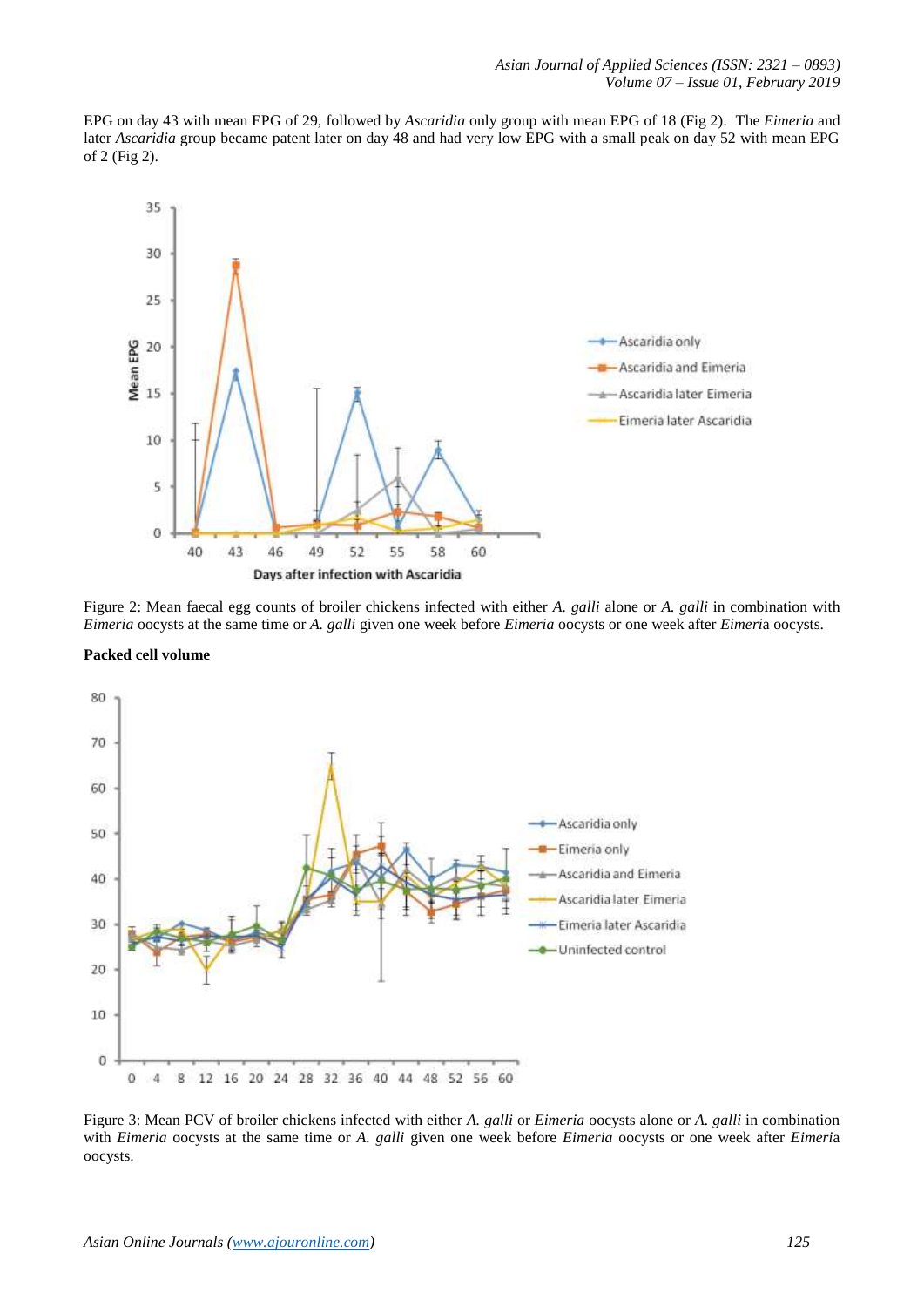EPG on day 43 with mean EPG of 29, followed by *Ascaridia* only group with mean EPG of 18 (Fig 2). The *Eimeria* and later *Ascaridia* group became patent later on day 48 and had very low EPG with a small peak on day 52 with mean EPG of 2 (Fig 2).

Figure 2: Mean faecal egg counts of broiler chickens infected with either *A. galli* alone or *A. galli* in combination with *Eimeria* oocysts at the same time or *A. galli* given one week before *Eimeria* oocysts or one week after *Eimeria* oocysts.

**Packed cell volume**

Figure 3: Mean PCV of broiler chickens infected with either *A. galli* or *Eimeria* oocysts alone or *A. galli* in combination with *Eimeria* oocysts at the same time or *A. galli* given one week before *Eimeria* oocysts or one week after *Eimeria* oocysts.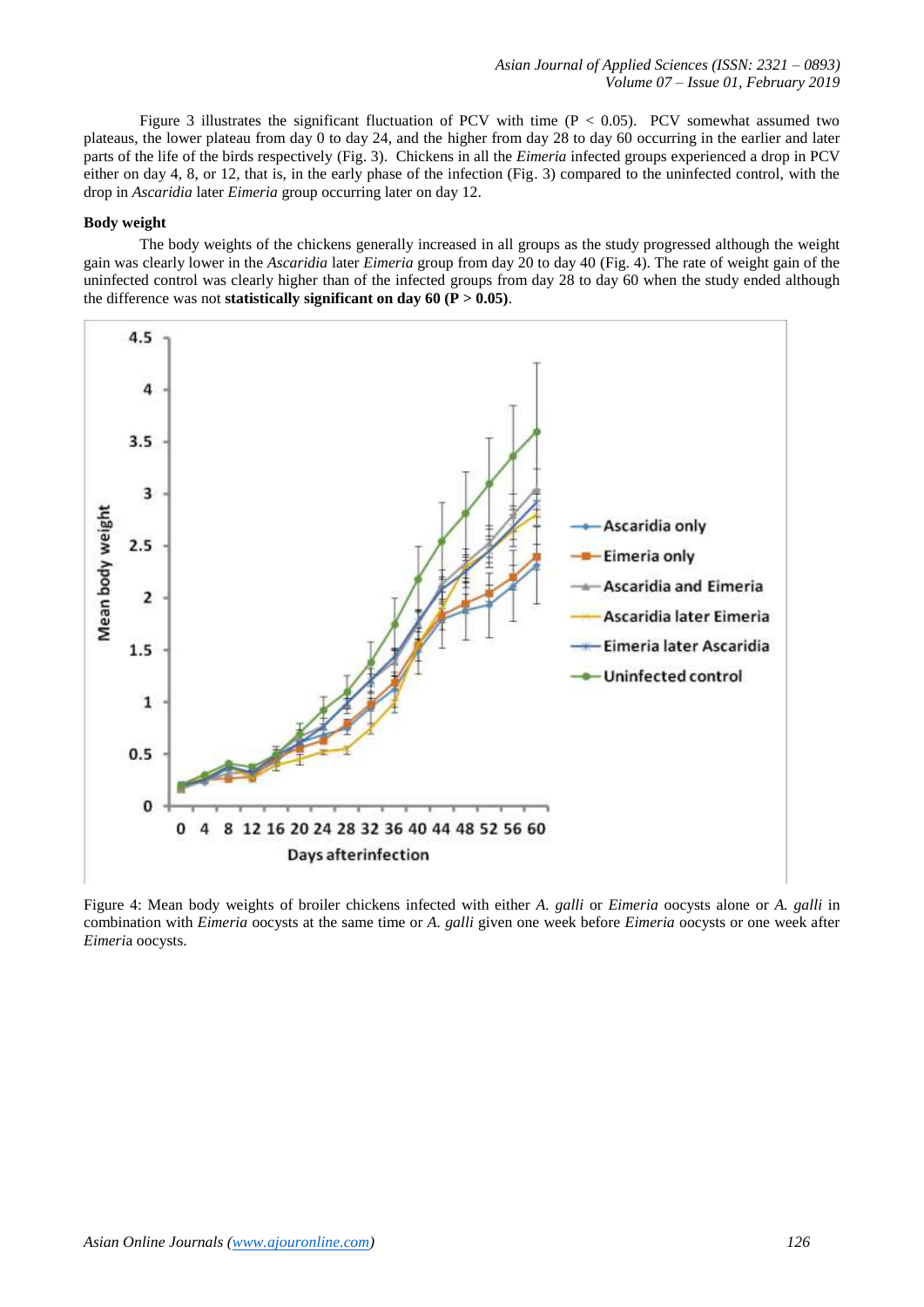Figure 3 illustrates the significant fluctuation of PCV with time ($P < 0.05$). PCV somewhat assumed two plateaus, the lower plateau from day 0 to day 24, and the higher from day 28 to day 60 occurring in the earlier and later parts of the life of the birds respectively (Fig. 3). Chickens in all the *Eimeria* infected groups experienced a drop in PCV either on day 4, 8, or 12, that is, in the early phase of the infection (Fig. 3) compared to the uninfected control, with the drop in *Ascaridia* later *Eimeria* group occurring later on day 12.

**Body weight**

The body weights of the chickens generally increased in all groups as the study progressed although the weight gain was clearly lower in the *Ascaridia* later *Eimeria* group from day 20 to day 40 (Fig. 4). The rate of weight gain of the uninfected control was clearly higher than of the infected groups from day 28 to day 60 when the study ended although the difference was not **statistically significant on day 60 ($P > 0.05$)**.

Figure 4: Mean body weights of broiler chickens infected with either *A. galli* or *Eimeria* oocysts alone or *A. galli* in combination with *Eimeria* oocysts at the same time or *A. galli* given one week before *Eimeria* oocysts or one week after *Eimeri*a oocysts.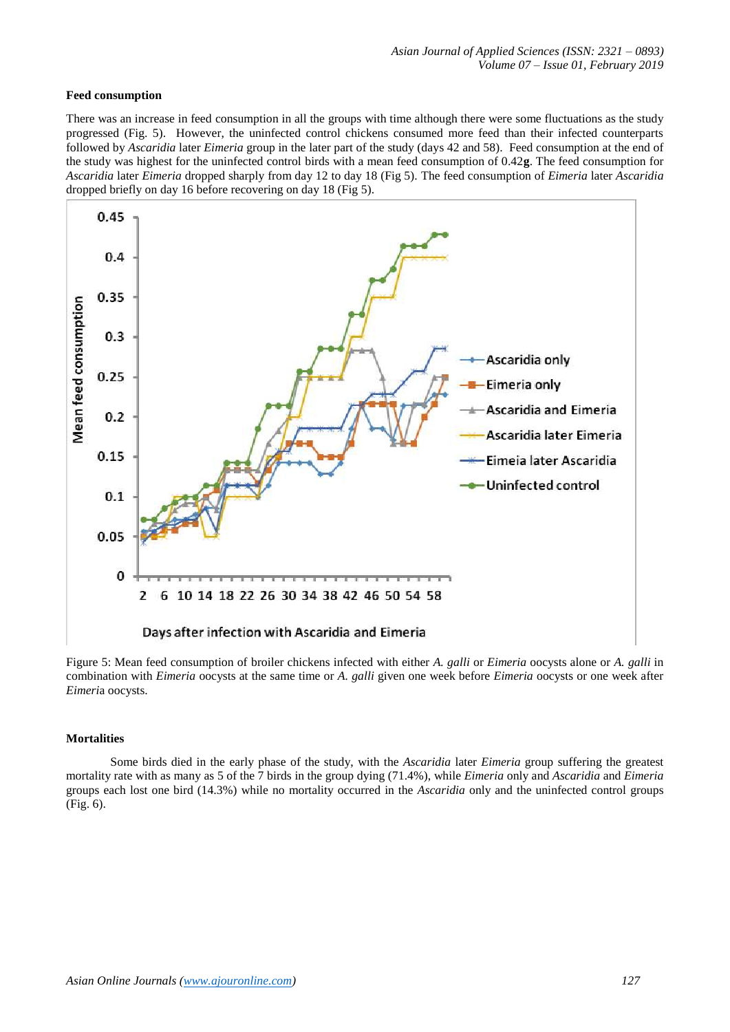### Feed consumption

There was an increase in feed consumption in all the groups with time although there were some fluctuations as the study progressed (Fig. 5). However, the uninfected control chickens consumed more feed than their infected counterparts followed by *Ascaridia* later *Eimeria* group in the later part of the study (days 42 and 58). Feed consumption at the end of the study was highest for the uninfected control birds with a mean feed consumption of 0.42**g**. The feed consumption for *Ascaridia* later *Eimeria* dropped sharply from day 12 to day 18 (Fig 5). The feed consumption of *Eimeria* later *Ascaridia* dropped briefly on day 16 before recovering on day 18 (Fig 5).

Figure 5: Mean feed consumption of broiler chickens infected with either *A. galli* or *Eimeria* oocysts alone or *A. galli* in combination with *Eimeria* oocysts at the same time or *A. galli* given one week before *Eimeria* oocysts or one week after *Eimeri*a oocysts.

### Mortalities

Some birds died in the early phase of the study, with the *Ascaridia* later *Eimeria* group suffering the greatest mortality rate with as many as 5 of the 7 birds in the group dying (71.4%), while *Eimeria* only and *Ascaridia* and *Eimeria* groups each lost one bird (14.3%) while no mortality occurred in the *Ascaridia* only and the uninfected control groups (Fig. 6).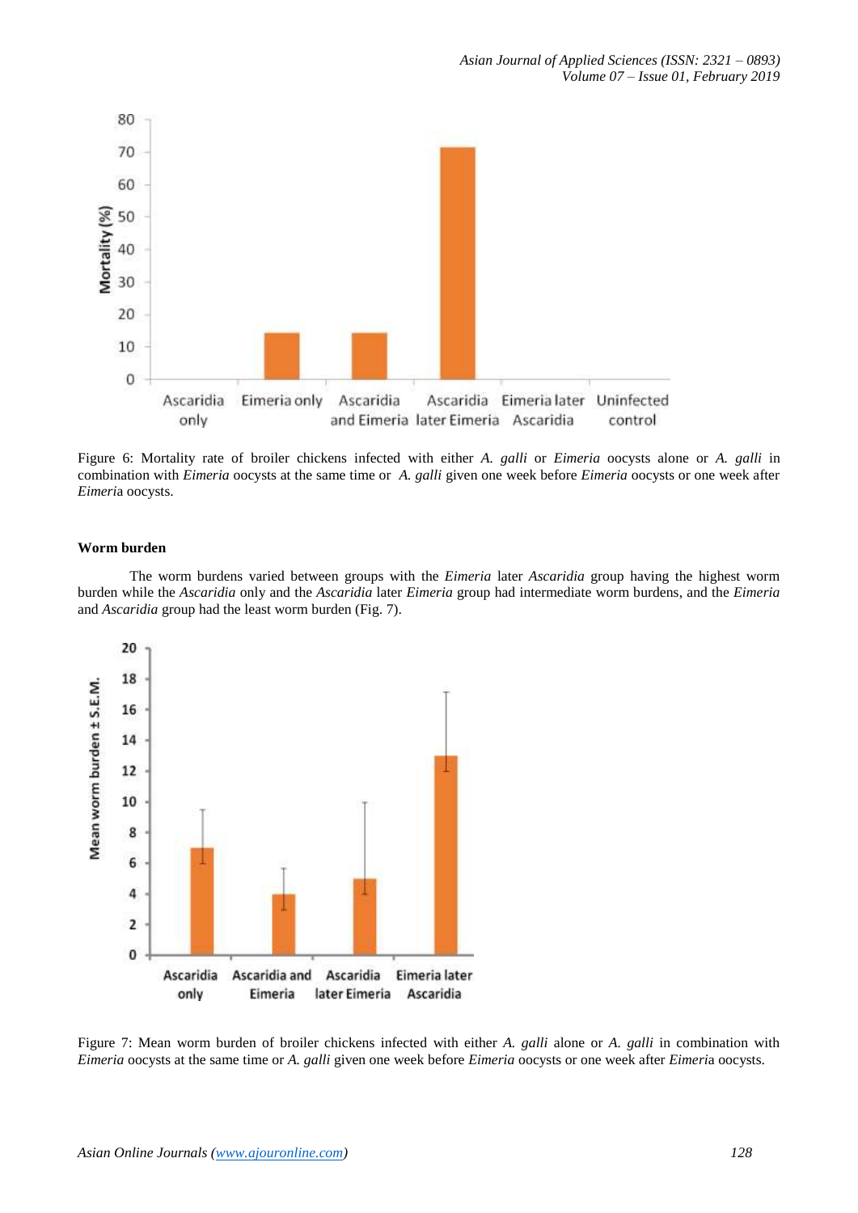Figure 6: Mortality rate of broiler chickens infected with either *A. galli* or *Eimeria* oocysts alone or *A. galli* in combination with *Eimeria* oocysts at the same time or *A. galli* given one week before *Eimeria* oocysts or one week after *Eimeri*a oocysts.

**Worm burden**

The worm burdens varied between groups with the *Eimeria* later *Ascaridia* group having the highest worm burden while the *Ascaridia* only and the *Ascaridia* later *Eimeria* group had intermediate worm burdens, and the *Eimeria* and *Ascaridia* group had the least worm burden (Fig. 7).

Figure 7: Mean worm burden of broiler chickens infected with either *A. galli* alone or *A. galli* in combination with *Eimeria* oocysts at the same time or *A. galli* given one week before *Eimeria* oocysts or one week after *Eimeri*a oocysts.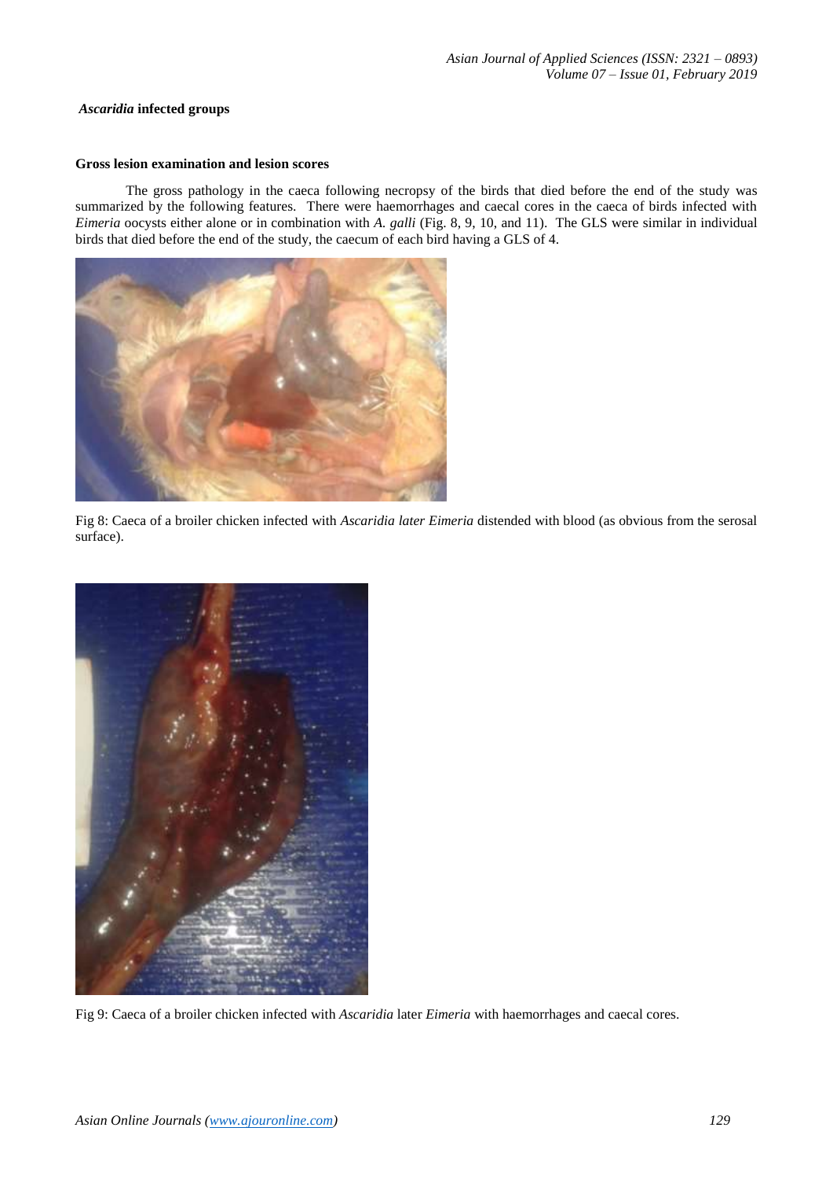### *Ascaridia* infected groups

#### Gross lesion examination and lesion scores

The gross pathology in the caeca following necropsy of the birds that died before the end of the study was summarized by the following features. There were haemorrhages and caecal cores in the caeca of birds infected with *Eimeria* oocysts either alone or in combination with *A. galli* (Fig. 8, 9, 10, and 11). The GLS were similar in individual birds that died before the end of the study, the caecum of each bird having a GLS of 4.

Fig 8: Caeca of a broiler chicken infected with *Ascaridia later Eimeria* distended with blood (as obvious from the serosal surface).

Fig 9: Caeca of a broiler chicken infected with *Ascaridia* later *Eimeria* with haemorrhages and caecal cores.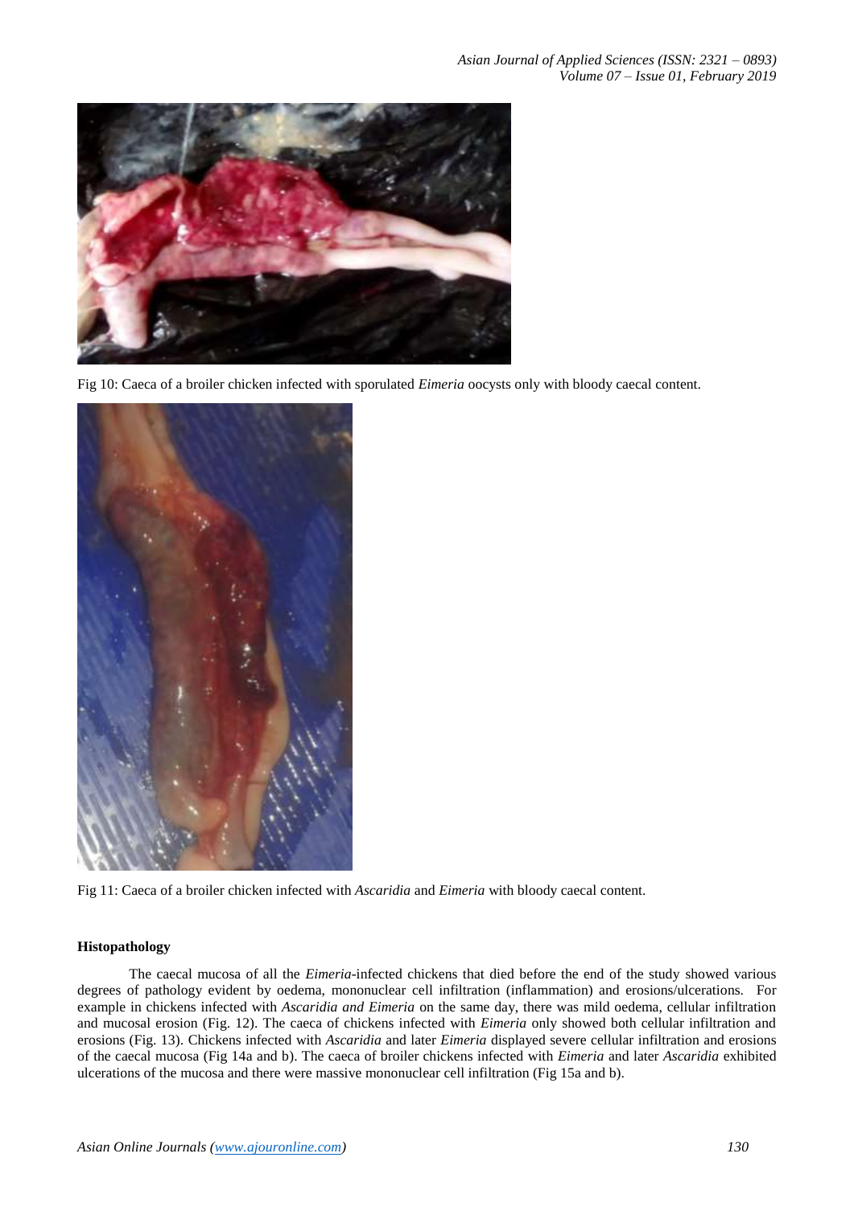Fig 10: Caeca of a broiler chicken infected with sporulated *Eimeria* oocysts only with bloody caecal content.

Fig 11: Caeca of a broiler chicken infected with *Ascaridia* and *Eimeria* with bloody caecal content.

**Histopathology**

The caecal mucosa of all the *Eimeria*-infected chickens that died before the end of the study showed various degrees of pathology evident by oedema, mononuclear cell infiltration (inflammation) and erosions/ulcerations. For example in chickens infected with *Ascaridia and Eimeria* on the same day, there was mild oedema, cellular infiltration and mucosal erosion (Fig. 12). The caeca of chickens infected with *Eimeria* only showed both cellular infiltration and erosions (Fig. 13). Chickens infected with *Ascaridia* and later *Eimeria* displayed severe cellular infiltration and erosions of the caecal mucosa (Fig 14a and b). The caeca of broiler chickens infected with *Eimeria* and later *Ascaridia* exhibited ulcerations of the mucosa and there were massive mononuclear cell infiltration (Fig 15a and b).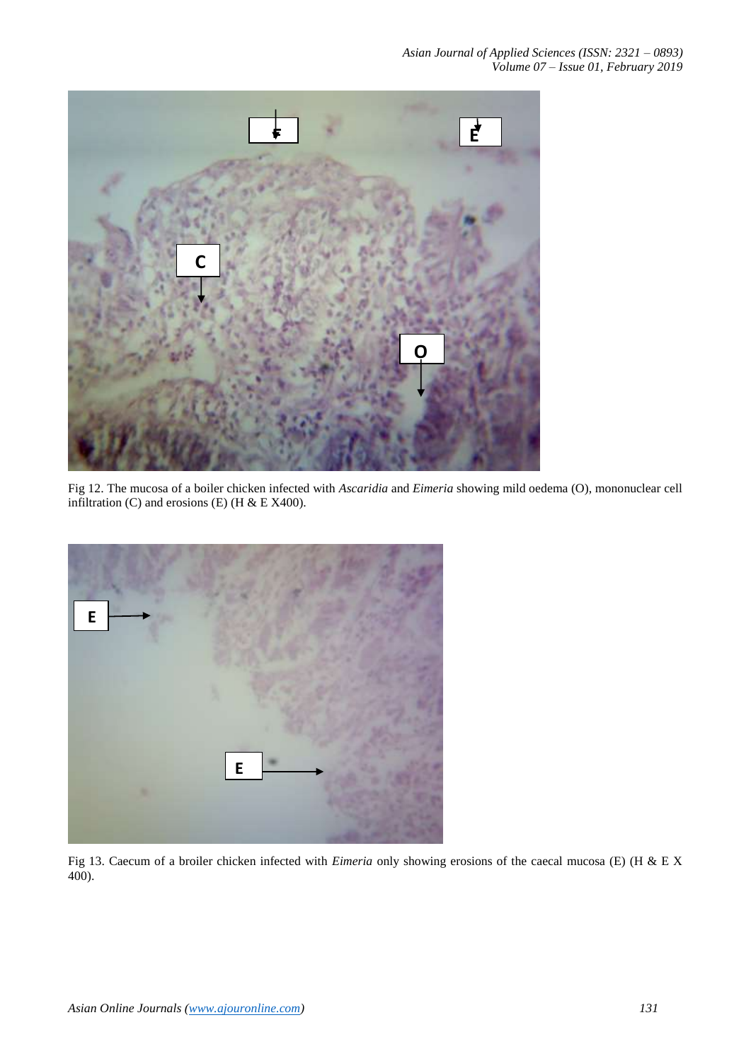Fig 12. The mucosa of a boiler chicken infected with *Ascaridia* and *Eimeria* showing mild oedema (O), mononuclear cell infiltration (C) and erosions (E) (H & E X400).

Fig 13. Caecum of a broiler chicken infected with *Eimeria* only showing erosions of the caecal mucosa (E) (H & E X 400).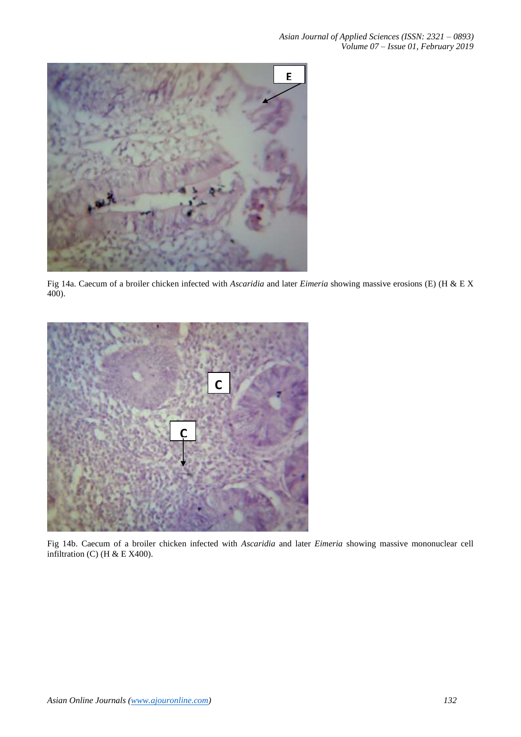Fig 14a. Caecum of a broiler chicken infected with *Ascaridia* and later *Eimeria* showing massive erosions (E) (H & E X 400).

Fig 14b. Caecum of a broiler chicken infected with *Ascaridia* and later *Eimeria* showing massive mononuclear cell infiltration (C) (H & E X400).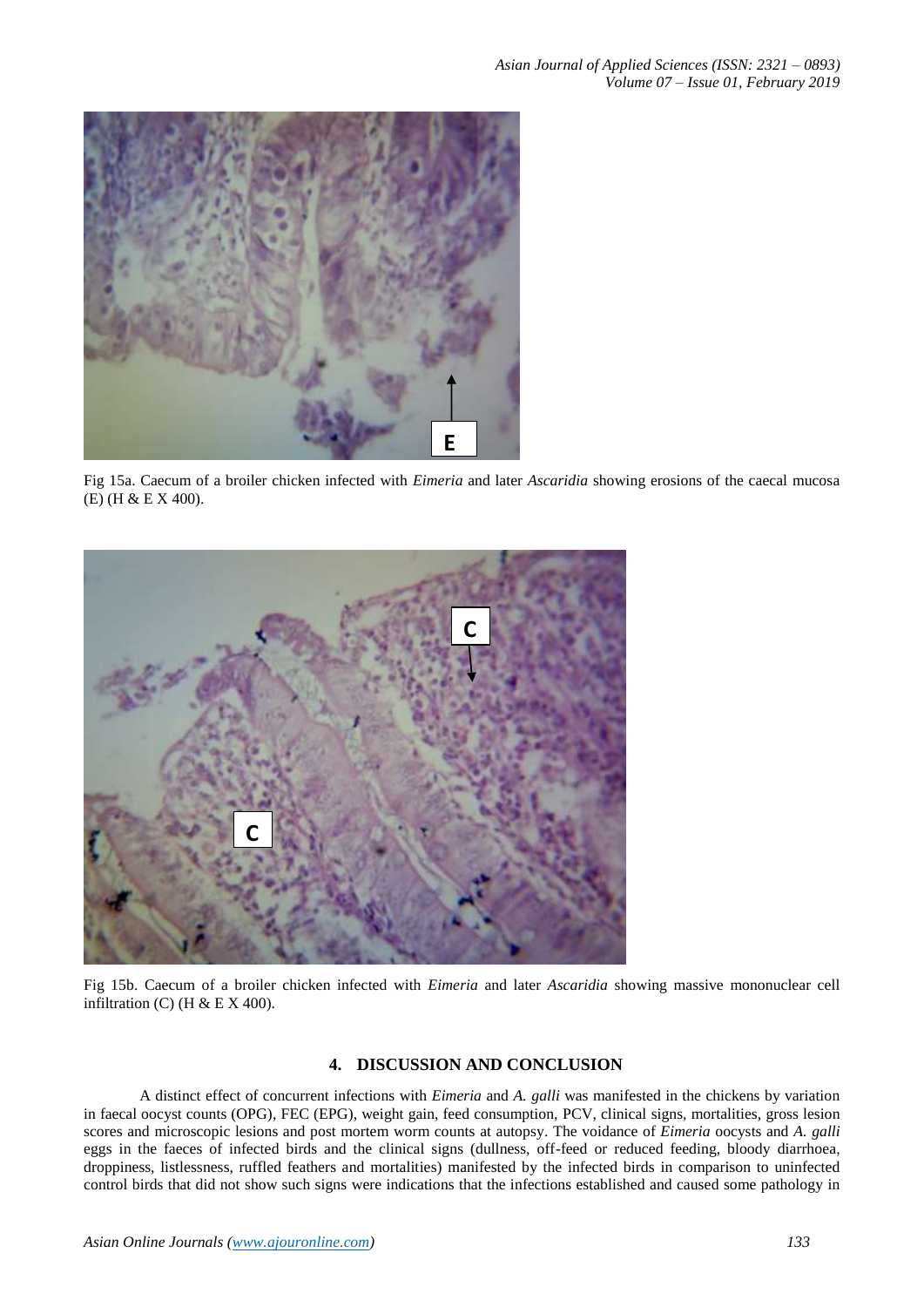Fig 15a. Caecum of a broiler chicken infected with *Eimeria* and later *Ascaridia* showing erosions of the caecal mucosa (E) (H & E X 400).

Fig 15b. Caecum of a broiler chicken infected with *Eimeria* and later *Ascaridia* showing massive mononuclear cell infiltration (C) (H & E X 400).

## 4. DISCUSSION AND CONCLUSION

A distinct effect of concurrent infections with *Eimeria* and *A. galli* was manifested in the chickens by variation in faecal oocyst counts (OPG), FEC (EPG), weight gain, feed consumption, PCV, clinical signs, mortalities, gross lesion scores and microscopic lesions and post mortem worm counts at autopsy. The voidance of *Eimeria* oocysts and *A. galli* eggs in the faeces of infected birds and the clinical signs (dullness, off-feed or reduced feeding, bloody diarrhoea, droppiness, listlessness, ruffled feathers and mortalities) manifested by the infected birds in comparison to uninfected control birds that did not show such signs were indications that the infections established and caused some pathology in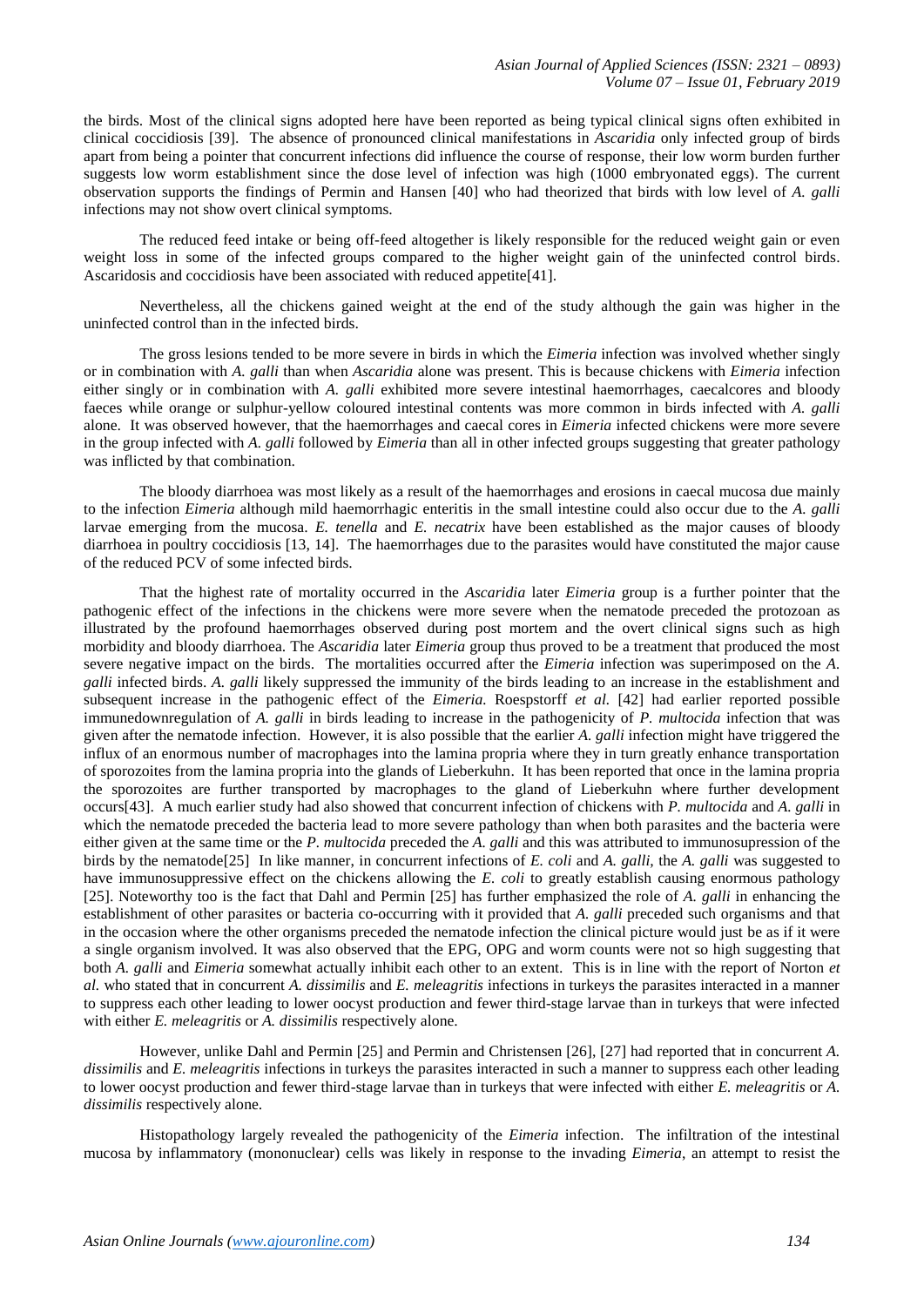the birds. Most of the clinical signs adopted here have been reported as being typical clinical signs often exhibited in clinical coccidiosis [39]. The absence of pronounced clinical manifestations in *Ascaridia* only infected group of birds apart from being a pointer that concurrent infections did influence the course of response, their low worm burden further suggests low worm establishment since the dose level of infection was high (1000 embryonated eggs). The current observation supports the findings of Permin and Hansen [40] who had theorized that birds with low level of *A. galli* infections may not show overt clinical symptoms.

The reduced feed intake or being off-feed altogether is likely responsible for the reduced weight gain or even weight loss in some of the infected groups compared to the higher weight gain of the uninfected control birds. Ascaridosis and coccidiosis have been associated with reduced appetite[41].

Nevertheless, all the chickens gained weight at the end of the study although the gain was higher in the uninfected control than in the infected birds.

The gross lesions tended to be more severe in birds in which the *Eimeria* infection was involved whether singly or in combination with *A. galli* than when *Ascaridia* alone was present. This is because chickens with *Eimeria* infection either singly or in combination with *A. galli* exhibited more severe intestinal haemorrhages, caecalcores and bloody faeces while orange or sulphur-yellow coloured intestinal contents was more common in birds infected with *A. galli* alone. It was observed however, that the haemorrhages and caecal cores in *Eimeria* infected chickens were more severe in the group infected with *A. galli* followed by *Eimeria* than all in other infected groups suggesting that greater pathology was inflicted by that combination.

The bloody diarrhoea was most likely as a result of the haemorrhages and erosions in caecal mucosa due mainly to the infection *Eimeria* although mild haemorrhagic enteritis in the small intestine could also occur due to the *A. galli* larvae emerging from the mucosa. *E. tenella* and *E. necatrix* have been established as the major causes of bloody diarrhoea in poultry coccidiosis [13, 14]. The haemorrhages due to the parasites would have constituted the major cause of the reduced PCV of some infected birds.

That the highest rate of mortality occurred in the *Ascaridia* later *Eimeria* group is a further pointer that the pathogenic effect of the infections in the chickens were more severe when the nematode preceded the protozoan as illustrated by the profound haemorrhages observed during post mortem and the overt clinical signs such as high morbidity and bloody diarrhoea. The *Ascaridia* later *Eimeria* group thus proved to be a treatment that produced the most severe negative impact on the birds. The mortalities occurred after the *Eimeria* infection was superimposed on the *A. galli* infected birds. *A. galli* likely suppressed the immunity of the birds leading to an increase in the establishment and subsequent increase in the pathogenic effect of the *Eimeria.* Roespstorff *et al.* [42] had earlier reported possible immunedownregulation of *A. galli* in birds leading to increase in the pathogenicity of *P. multocida* infection that was given after the nematode infection. However, it is also possible that the earlier *A. galli* infection might have triggered the influx of an enormous number of macrophages into the lamina propria where they in turn greatly enhance transportation of sporozoites from the lamina propria into the glands of Lieberkuhn. It has been reported that once in the lamina propria the sporozoites are further transported by macrophages to the gland of Lieberkuhn where further development occurs[43]. A much earlier study had also showed that concurrent infection of chickens with *P. multocida* and *A. galli* in which the nematode preceded the bacteria lead to more severe pathology than when both parasites and the bacteria were either given at the same time or the *P. multocida* preceded the *A. galli* and this was attributed to immunosupression of the birds by the nematode[25] In like manner, in concurrent infections of *E. coli* and *A. galli,* the *A. galli* was suggested to have immunosuppressive effect on the chickens allowing the *E. coli* to greatly establish causing enormous pathology [25]. Noteworthy too is the fact that Dahl and Permin [25] has further emphasized the role of *A. galli* in enhancing the establishment of other parasites or bacteria co-occurring with it provided that *A. galli* preceded such organisms and that in the occasion where the other organisms preceded the nematode infection the clinical picture would just be as if it were a single organism involved. It was also observed that the EPG, OPG and worm counts were not so high suggesting that both *A. galli* and *Eimeria* somewhat actually inhibit each other to an extent. This is in line with the report of Norton *et al.* who stated that in concurrent *A. dissimilis* and *E. meleagritis* infections in turkeys the parasites interacted in a manner to suppress each other leading to lower oocyst production and fewer third-stage larvae than in turkeys that were infected with either *E. meleagritis* or *A. dissimilis* respectively alone.

However, unlike Dahl and Permin [25] and Permin and Christensen [26], [27] had reported that in concurrent *A. dissimilis* and *E. meleagritis* infections in turkeys the parasites interacted in such a manner to suppress each other leading to lower oocyst production and fewer third-stage larvae than in turkeys that were infected with either *E. meleagritis* or *A. dissimilis* respectively alone.

Histopathology largely revealed the pathogenicity of the *Eimeria* infection. The infiltration of the intestinal mucosa by inflammatory (mononuclear) cells was likely in response to the invading *Eimeria*, an attempt to resist the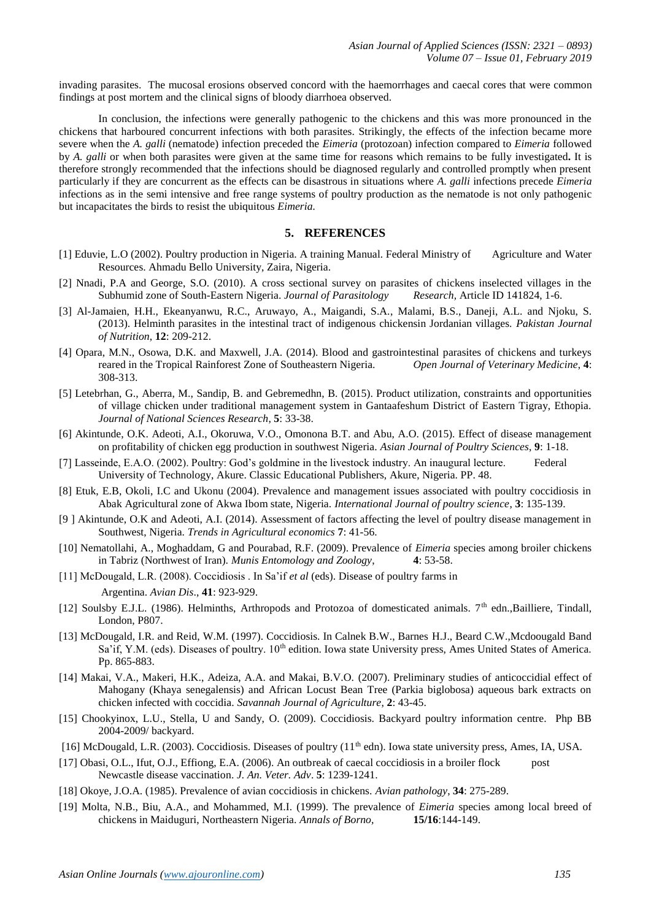invading parasites. The mucosal erosions observed concord with the haemorrhages and caecal cores that were common findings at post mortem and the clinical signs of bloody diarrhoea observed.

In conclusion, the infections were generally pathogenic to the chickens and this was more pronounced in the chickens that harboured concurrent infections with both parasites. Strikingly, the effects of the infection became more severe when the *A. galli* (nematode) infection preceded the *Eimeria* (protozoan) infection compared to *Eimeria* followed by *A. galli* or when both parasites were given at the same time for reasons which remains to be fully investigated**.** It is therefore strongly recommended that the infections should be diagnosed regularly and controlled promptly when present particularly if they are concurrent as the effects can be disastrous in situations where *A. galli* infections precede *Eimeria* infections as in the semi intensive and free range systems of poultry production as the nematode is not only pathogenic but incapacitates the birds to resist the ubiquitous *Eimeria.*

## 5. REFERENCES

[1] Eduvie, L.O (2002). Poultry production in Nigeria. A training Manual. Federal Ministry of Agriculture and Water Resources. Ahmadu Bello University, Zaira, Nigeria.

[2] Nnadi, P.A and George, S.O. (2010). A cross sectional survey on parasites of chickens inselected villages in the Subhumid zone of South-Eastern Nigeria. *Journal of Parasitology Research*, Article ID 141824, 1-6.

[3] Al-Jamaien, H.H., Ekeanyanwu, R.C., Aruwayo, A., Maigandi, S.A., Malami, B.S., Daneji, A.L. and Njoku, S. (2013). Helminth parasites in the intestinal tract of indigenous chickensin Jordanian villages. *Pakistan Journal of Nutrition*, **12**: 209-212.

[4] Opara, M.N., Osowa, D.K. and Maxwell, J.A. (2014). Blood and gastrointestinal parasites of chickens and turkeys reared in the Tropical Rainforest Zone of Southeastern Nigeria. *Open Journal of Veterinary Medicine*, **4**: 308-313.

[5] Letebrhan, G., Aberra, M., Sandip, B. and Gebremedhn, B. (2015). Product utilization, constraints and opportunities of village chicken under traditional management system in Gantaafeshum District of Eastern Tigray, Ethopia. *Journal of National Sciences Research*, **5**: 33-38.

[6] Akintunde, O.K. Adeoti, A.I., Okoruwa, V.O., Omonona B.T. and Abu, A.O. (2015). Effect of disease management on profitability of chicken egg production in southwest Nigeria. *Asian Journal of Poultry Sciences*, **9**: 1-18.

[7] Lasseinde, E.A.O. (2002). Poultry: God's goldmine in the livestock industry. An inaugural lecture. Federal University of Technology, Akure. Classic Educational Publishers, Akure, Nigeria. PP. 48.

[8] Etuk, E.B, Okoli, I.C and Ukonu (2004). Prevalence and management issues associated with poultry coccidiosis in Abak Agricultural zone of Akwa Ibom state, Nigeria. *International Journal of poultry science*, **3**: 135-139.

[9 ] Akintunde, O.K and Adeoti, A.I. (2014). Assessment of factors affecting the level of poultry disease management in Southwest, Nigeria. *Trends in Agricultural economics* **7**: 41-56.

[10] Nematollahi, A., Moghaddam, G and Pourabad, R.F. (2009). Prevalence of *Eimeria* species among broiler chickens in Tabriz (Northwest of Iran). *Munis Entomology and Zoology*, **4**: 53-58.

[11] McDougald, L.R. (2008). Coccidiosis . In Sa'if *et al* (eds). Disease of poultry farms in Argentina. *Avian Dis*., **41**: 923-929.

[12] Soulsby E.J.L. (1986). Helminths, Arthropods and Protozoa of domesticated animals. 7th edn.,Bailliere, Tindall, London, P807.

[13] McDougald, I.R. and Reid, W.M. (1997). Coccidiosis. In Calnek B.W., Barnes H.J., Beard C.W.,Mcdoougald Band Sa'if, Y.M. (eds). Diseases of poultry. 10th edition. Iowa state University press, Ames United States of America. Pp. 865-883.

[14] Makai, V.A., Makeri, H.K., Adeiza, A.A. and Makai, B.V.O. (2007). Preliminary studies of anticoccidial effect of Mahogany (Khaya senegalensis) and African Locust Bean Tree (Parkia biglobosa) aqueous bark extracts on chicken infected with coccidia. *Savannah Journal of Agriculture*, **2**: 43-45.

[15] Chookyinox, L.U., Stella, U and Sandy, O. (2009). Coccidiosis. Backyard poultry information centre. Php BB 2004-2009/ backyard.

[16] McDougald, L.R. (2003). Coccidiosis. Diseases of poultry (11th edn). Iowa state university press, Ames, IA, USA.

[17] Obasi, O.L., Ifut, O.J., Effiong, E.A. (2006). An outbreak of caecal coccidiosis in a broiler flock post Newcastle disease vaccination. *J. An. Veter. Adv*. **5**: 1239-1241.

[18] Okoye, J.O.A. (1985). Prevalence of avian coccidiosis in chickens. *Avian pathology*, **34**: 275-289.

[19] Molta, N.B., Biu, A.A., and Mohammed, M.I. (1999). The prevalence of *Eimeria* species among local breed of chickens in Maiduguri, Northeastern Nigeria. *Annals of Borno,* **15/16**:144-149.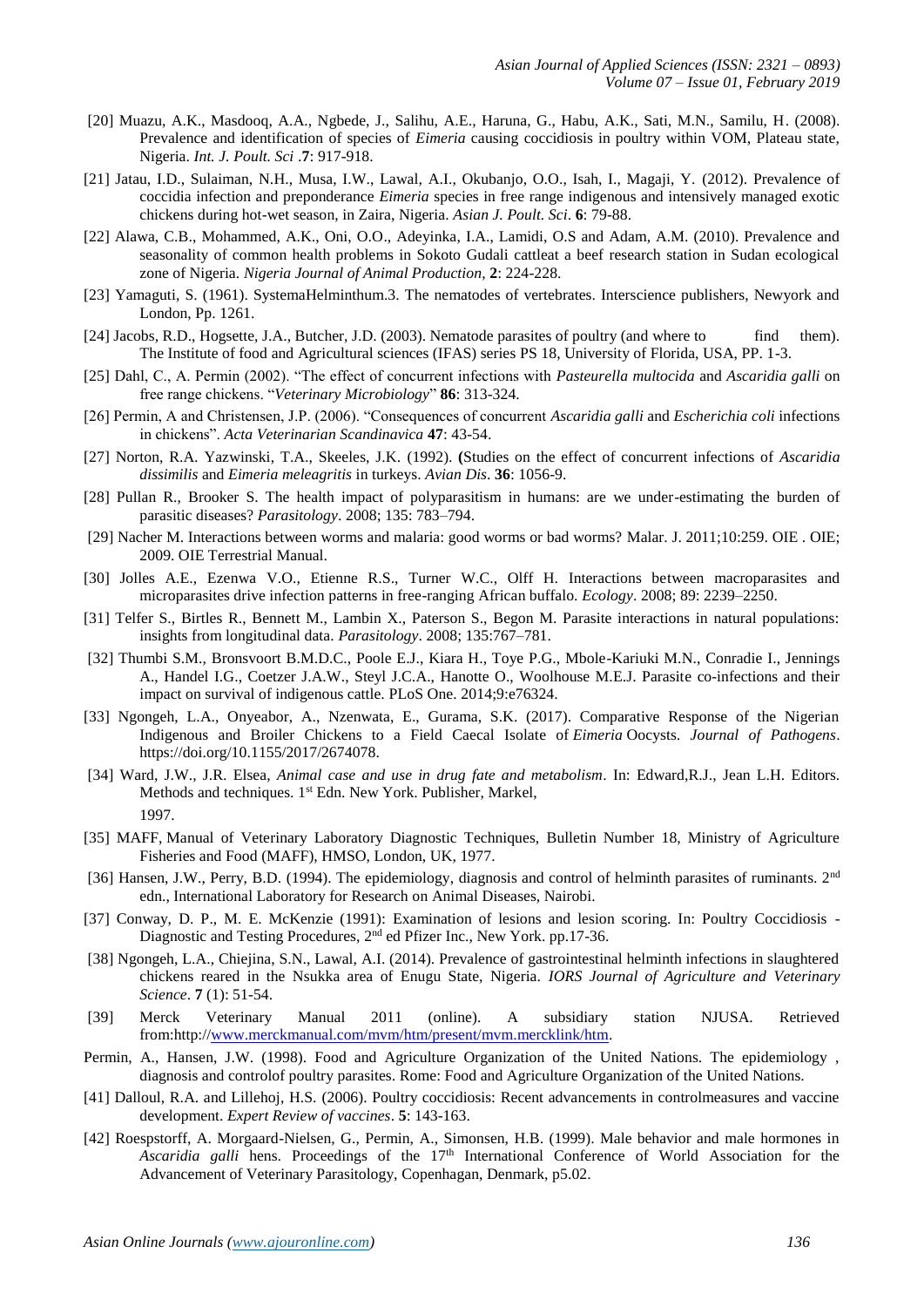[20] Muazu, A.K., Masdooq, A.A., Ngbede, J., Salihu, A.E., Haruna, G., Habu, A.K., Sati, M.N., Samilu, H. (2008). Prevalence and identification of species of *Eimeria* causing coccidiosis in poultry within VOM, Plateau state, Nigeria. *Int. J. Poult. Sci* .**7**: 917-918.

[21] Jatau, I.D., Sulaiman, N.H., Musa, I.W., Lawal, A.I., Okubanjo, O.O., Isah, I., Magaji, Y. (2012). Prevalence of coccidia infection and preponderance *Eimeria* species in free range indigenous and intensively managed exotic chickens during hot-wet season, in Zaira, Nigeria. *Asian J. Poult. Sci*. **6**: 79-88.

[22] Alawa, C.B., Mohammed, A.K., Oni, O.O., Adeyinka, I.A., Lamidi, O.S and Adam, A.M. (2010). Prevalence and seasonality of common health problems in Sokoto Gudali cattleat a beef research station in Sudan ecological zone of Nigeria. *Nigeria Journal of Animal Production*, **2**: 224-228.

[23] Yamaguti, S. (1961). SystemaHelminthum.3. The nematodes of vertebrates. Interscience publishers, Newyork and London, Pp. 1261.

[24] Jacobs, R.D., Hogsette, J.A., Butcher, J.D. (2003). Nematode parasites of poultry (and where to find them). The Institute of food and Agricultural sciences (IFAS) series PS 18, University of Florida, USA, PP. 1-3.

[25] Dahl, C., A. Permin (2002). "The effect of concurrent infections with *Pasteurella multocida* and *Ascaridia galli* on free range chickens. "*Veterinary Microbiology*" **86**: 313-324.

[26] Permin, A and Christensen, J.P. (2006). "Consequences of concurrent *Ascaridia galli* and *Escherichia coli* infections in chickens". *Acta Veterinarian Scandinavica* **47**: 43-54.

[27] Norton, R.A. Yazwinski, T.A., Skeeles, J.K. (1992). **(**Studies on the effect of concurrent infections of *Ascaridia dissimilis* and *Eimeria meleagritis* in turkeys. *Avian Dis*. **36**: 1056-9.

[28] Pullan R., Brooker S. The health impact of polyparasitism in humans: are we under-estimating the burden of parasitic diseases? *Parasitology*. 2008; 135: 783–794.

[29] Nacher M. Interactions between worms and malaria: good worms or bad worms? Malar. J. 2011;10:259. OIE . OIE; 2009. OIE Terrestrial Manual.

[30] Jolles A.E., Ezenwa V.O., Etienne R.S., Turner W.C., Olff H. Interactions between macroparasites and microparasites drive infection patterns in free-ranging African buffalo. *Ecology*. 2008; 89: 2239–2250.

[31] Telfer S., Birtles R., Bennett M., Lambin X., Paterson S., Begon M. Parasite interactions in natural populations: insights from longitudinal data. *Parasitology*. 2008; 135:767–781.

[32] Thumbi S.M., Bronsvoort B.M.D.C., Poole E.J., Kiara H., Toye P.G., Mbole-Kariuki M.N., Conradie I., Jennings A., Handel I.G., Coetzer J.A.W., Steyl J.C.A., Hanotte O., Woolhouse M.E.J. Parasite co-infections and their impact on survival of indigenous cattle. PLoS One. 2014;9:e76324.

[33] Ngongeh, L.A., Onyeabor, A., Nzenwata, E., Gurama, S.K. (2017). Comparative Response of the Nigerian Indigenous and Broiler Chickens to a Field Caecal Isolate of *Eimeria* Oocysts. *Journal of Pathogens*. https://doi.org/10.1155/2017/2674078.

[34] Ward, J.W., J.R. Elsea, *Animal case and use in drug fate and metabolism*. In: Edward,R.J., Jean L.H. Editors. Methods and techniques. 1st Edn. New York. Publisher, Markel, 1997.

[35] MAFF, Manual of Veterinary Laboratory Diagnostic Techniques, Bulletin Number 18, Ministry of Agriculture Fisheries and Food (MAFF), HMSO, London, UK, 1977.

[36] Hansen, J.W., Perry, B.D. (1994). The epidemiology, diagnosis and control of helminth parasites of ruminants. 2nd edn., International Laboratory for Research on Animal Diseases, Nairobi.

[37] Conway, D. P., M. E. McKenzie (1991): Examination of lesions and lesion scoring. In: Poultry Coccidiosis - Diagnostic and Testing Procedures, 2nd ed Pfizer Inc., New York. pp.17-36.

[38] Ngongeh, L.A., Chiejina, S.N., Lawal, A.I. (2014). Prevalence of gastrointestinal helminth infections in slaughtered chickens reared in the Nsukka area of Enugu State, Nigeria. *IORS Journal of Agriculture and Veterinary Science*. **7** (1): 51-54.

[39] Merck Veterinary Manual 2011 (online). A subsidiary station NJUSA. Retrieved from:http://www.merckmanual.com/mvm/htm/present/mvm.mercklink/htm.

Permin, A., Hansen, J.W. (1998). Food and Agriculture Organization of the United Nations. The epidemiology , diagnosis and controlof poultry parasites. Rome: Food and Agriculture Organization of the United Nations.

[41] Dalloul, R.A. and Lillehoj, H.S. (2006). Poultry coccidiosis: Recent advancements in controlmeasures and vaccine development. *Expert Review of vaccines*. **5**: 143-163.

[42] Roespstorff, A. Morgaard-Nielsen, G., Permin, A., Simonsen, H.B. (1999). Male behavior and male hormones in *Ascaridia galli* hens. Proceedings of the 17th International Conference of World Association for the Advancement of Veterinary Parasitology, Copenhagan, Denmark, p5.02.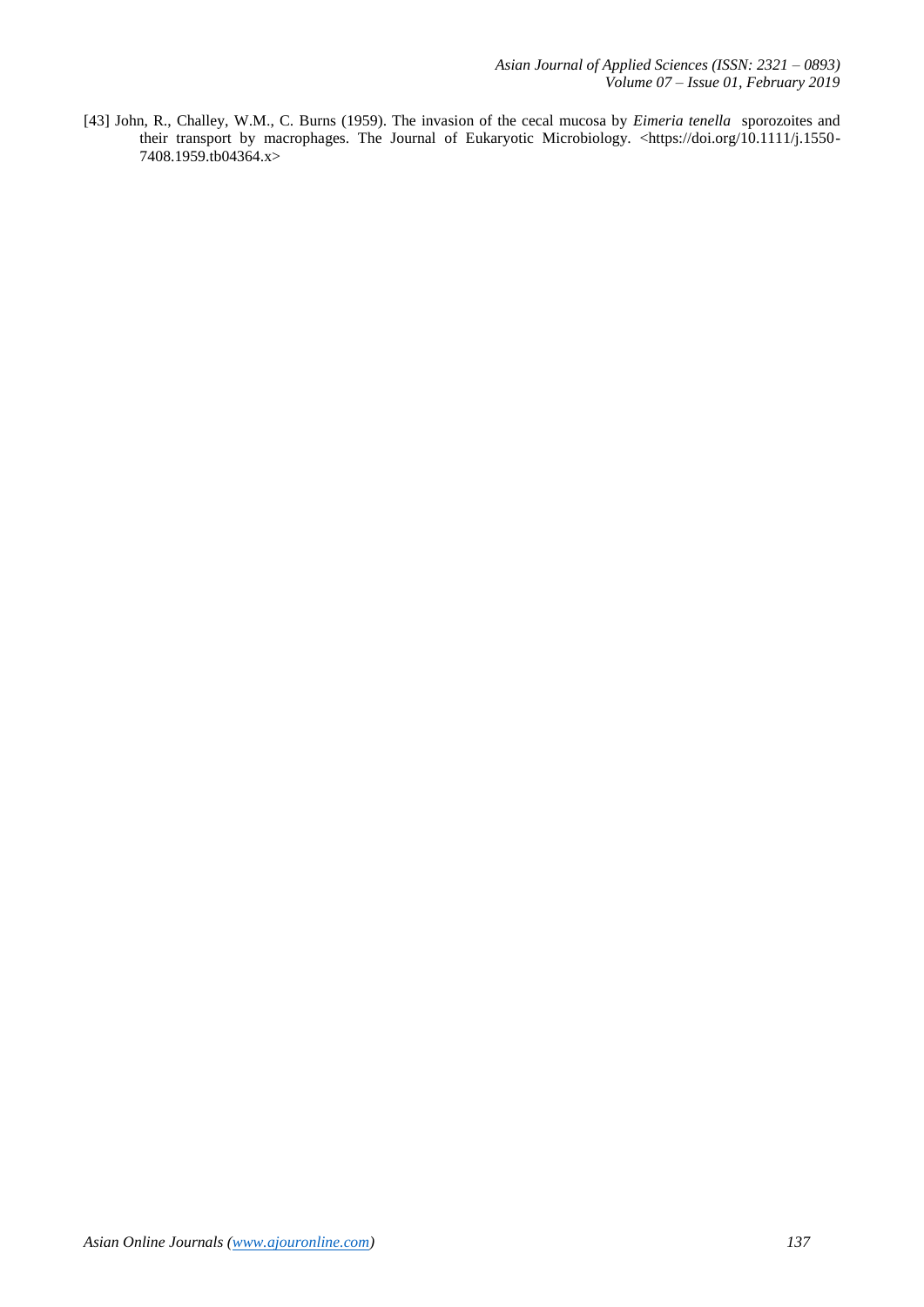[43] John, R., Challey, W.M., C. Burns (1959). The invasion of the cecal mucosa by *Eimeria tenella* sporozoites and their transport by macrophages. The Journal of Eukaryotic Microbiology. <https://doi.org/10.1111/j.1550-7408.1959.tb04364.x>